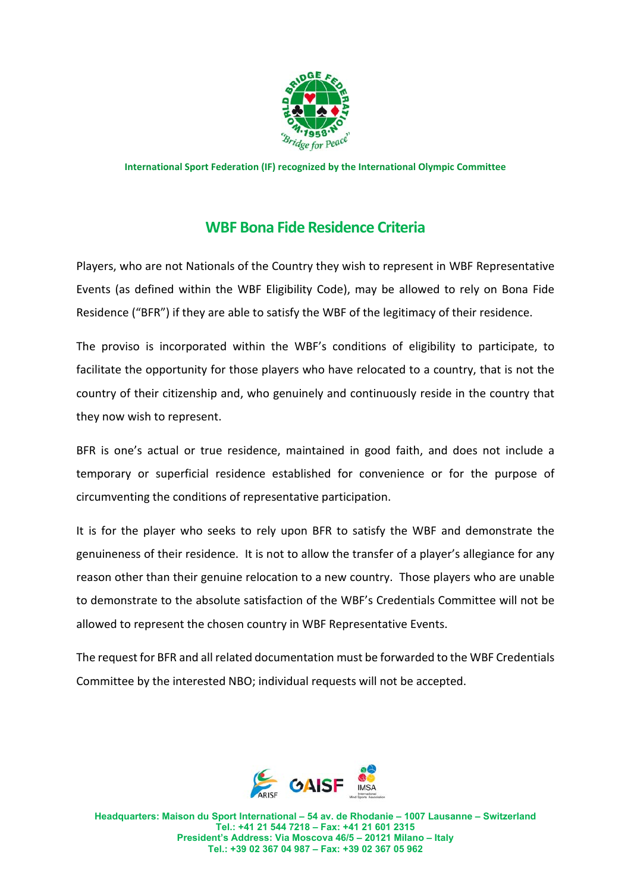International Sport Federation (IF) recognized by the International Olympic Committee

# WBF Bona Fide Residence Criteria

Players, who are not Nationals of the Country they wish to represent in WBF Representative Events (as defined within the WBF Eligibility Code), may be allowed to rely on Bona Fide Residence ("BFR") if they are able to satisfy the WBF of the legitimacy of their residence.

The proviso is incorporated within the WBF's conditions of eligibility to participate, to facilitate the opportunity for those players who have relocated to a country, that is not the country of their citizenship and, who genuinely and continuously reside in the country that they now wish to represent.

BFR is one's actual or true residence, maintained in good faith, and does not include a temporary or superficial residence established for convenience or for the purpose of circumventing the conditions of representative participation.

It is for the player who seeks to rely upon BFR to satisfy the WBF and demonstrate the genuineness of their residence. It is not to allow the transfer of a player's allegiance for any reason other than their genuine relocation to a new country. Those players who are unable to demonstrate to the absolute satisfaction of the WBF's Credentials Committee will not be allowed to represent the chosen country in WBF Representative Events.

The request for BFR and all related documentation must be forwarded to the WBF Credentials Committee by the interested NBO; individual requests will not be accepted.

Headquarters: Maison du Sport International – 54 av. de Rhodanie – 1007 Lausanne – Switzerland
Tel.: +41 21 544 7218 – Fax: +41 21 601 2315
President's Address: Via Moscova 46/5 – 20121 Milano – Italy
Tel.: +39 02 367 04 987 – Fax: +39 02 367 05 962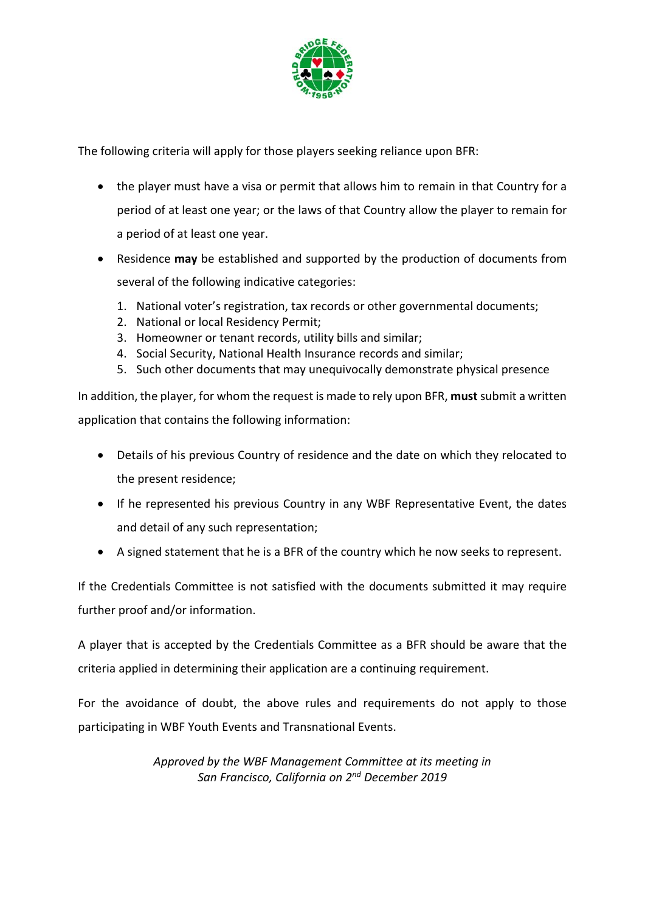The following criteria will apply for those players seeking reliance upon BFR:

- the player must have a visa or permit that allows him to remain in that Country for a period of at least one year; or the laws of that Country allow the player to remain for a period of at least one year.
- Residence **may** be established and supported by the production of documents from several of the following indicative categories:
  1. National voter's registration, tax records or other governmental documents;
  2. National or local Residency Permit;
  3. Homeowner or tenant records, utility bills and similar;
  4. Social Security, National Health Insurance records and similar;
  5. Such other documents that may unequivocally demonstrate physical presence

In addition, the player, for whom the request is made to rely upon BFR, **must** submit a written application that contains the following information:

- Details of his previous Country of residence and the date on which they relocated to the present residence;
- If he represented his previous Country in any WBF Representative Event, the dates and detail of any such representation;
- A signed statement that he is a BFR of the country which he now seeks to represent.

If the Credentials Committee is not satisfied with the documents submitted it may require further proof and/or information.

A player that is accepted by the Credentials Committee as a BFR should be aware that the criteria applied in determining their application are a continuing requirement.

For the avoidance of doubt, the above rules and requirements do not apply to those participating in WBF Youth Events and Transnational Events.

*Approved by the WBF Management Committee at its meeting in San Francisco, California on 2nd December 2019*